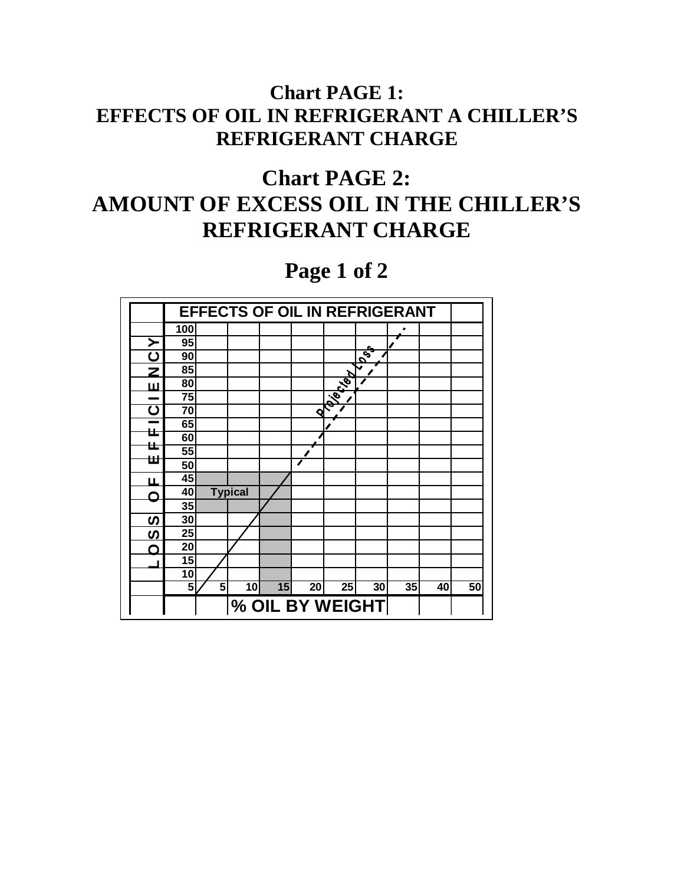## Chart PAGE 1:
## EFFECTS OF OIL IN REFRIGERANT A CHILLER'S REFRIGERANT CHARGE

# Chart PAGE 2:
# AMOUNT OF EXCESS OIL IN THE CHILLER'S REFRIGERANT CHARGE

# Page 1 of 2

**EFFECTS OF OIL IN REFRIGERANT**

LOSS OF EFFICIENCY

| LOSS OF EFFICIENCY |
|---|
| 100 |
| 95 |
| 90 |
| 85 |
| 80 |
| 75 |
| 70 |
| 65 |
| 60 |
| 55 |
| 50 |
| 45 |
| 40 |
| 35 |
| 30 |
| 25 |
| 20 |
| 15 |
| 10 |
| 5 |

% OIL BY WEIGHT: 5, 10, 15, 20, 25, 30, 35, 40, 50

Typical

Projected Loss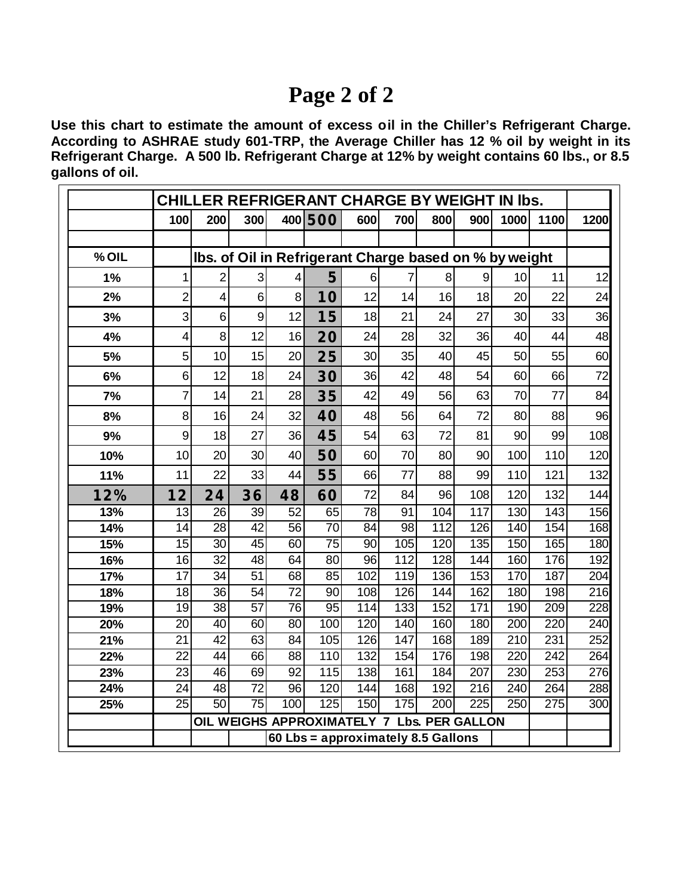# Page 2 of 2

**Use this chart to estimate the amount of excess oil in the Chiller's Refrigerant Charge. According to ASHRAE study 601-TRP, the Average Chiller has 12 % oil by weight in its Refrigerant Charge. A 500 lb. Refrigerant Charge at 12% by weight contains 60 lbs., or 8.5 gallons of oil.**

| | CHILLER REFRIGERANT CHARGE BY WEIGHT IN lbs. | | | | | | | | | | | |
|---|---|---|---|---|---|---|---|---|---|---|---|---|
| | 100 | 200 | 300 | 400 | **500** | 600 | 700 | 800 | 900 | 1000 | 1100 | 1200 |
| % OIL | lbs. of Oil in Refrigerant Charge based on % by weight | | | | | | | | | | | |
| 1% | 1 | 2 | 3 | 4 | **5** | 6 | 7 | 8 | 9 | 10 | 11 | 12 |
| 2% | 2 | 4 | 6 | 8 | **10** | 12 | 14 | 16 | 18 | 20 | 22 | 24 |
| 3% | 3 | 6 | 9 | 12 | **15** | 18 | 21 | 24 | 27 | 30 | 33 | 36 |
| 4% | 4 | 8 | 12 | 16 | **20** | 24 | 28 | 32 | 36 | 40 | 44 | 48 |
| 5% | 5 | 10 | 15 | 20 | **25** | 30 | 35 | 40 | 45 | 50 | 55 | 60 |
| 6% | 6 | 12 | 18 | 24 | **30** | 36 | 42 | 48 | 54 | 60 | 66 | 72 |
| 7% | 7 | 14 | 21 | 28 | **35** | 42 | 49 | 56 | 63 | 70 | 77 | 84 |
| 8% | 8 | 16 | 24 | 32 | **40** | 48 | 56 | 64 | 72 | 80 | 88 | 96 |
| 9% | 9 | 18 | 27 | 36 | **45** | 54 | 63 | 72 | 81 | 90 | 99 | 108 |
| 10% | 10 | 20 | 30 | 40 | **50** | 60 | 70 | 80 | 90 | 100 | 110 | 120 |
| 11% | 11 | 22 | 33 | 44 | **55** | 66 | 77 | 88 | 99 | 110 | 121 | 132 |
| **12%** | **12** | **24** | **36** | **48** | **60** | 72 | 84 | 96 | 108 | 120 | 132 | 144 |
| 13% | 13 | 26 | 39 | 52 | 65 | 78 | 91 | 104 | 117 | 130 | 143 | 156 |
| 14% | 14 | 28 | 42 | 56 | 70 | 84 | 98 | 112 | 126 | 140 | 154 | 168 |
| 15% | 15 | 30 | 45 | 60 | 75 | 90 | 105 | 120 | 135 | 150 | 165 | 180 |
| 16% | 16 | 32 | 48 | 64 | 80 | 96 | 112 | 128 | 144 | 160 | 176 | 192 |
| 17% | 17 | 34 | 51 | 68 | 85 | 102 | 119 | 136 | 153 | 170 | 187 | 204 |
| 18% | 18 | 36 | 54 | 72 | 90 | 108 | 126 | 144 | 162 | 180 | 198 | 216 |
| 19% | 19 | 38 | 57 | 76 | 95 | 114 | 133 | 152 | 171 | 190 | 209 | 228 |
| 20% | 20 | 40 | 60 | 80 | 100 | 120 | 140 | 160 | 180 | 200 | 220 | 240 |
| 21% | 21 | 42 | 63 | 84 | 105 | 126 | 147 | 168 | 189 | 210 | 231 | 252 |
| 22% | 22 | 44 | 66 | 88 | 110 | 132 | 154 | 176 | 198 | 220 | 242 | 264 |
| 23% | 23 | 46 | 69 | 92 | 115 | 138 | 161 | 184 | 207 | 230 | 253 | 276 |
| 24% | 24 | 48 | 72 | 96 | 120 | 144 | 168 | 192 | 216 | 240 | 264 | 288 |
| 25% | 25 | 50 | 75 | 100 | 125 | 150 | 175 | 200 | 225 | 250 | 275 | 300 |
| | | OIL WEIGHS APPROXIMATELY 7 Lbs. PER GALLON | | | | | | | | | | |
| | | | | | 60 Lbs = approximately 8.5 Gallons | | | | | | | |